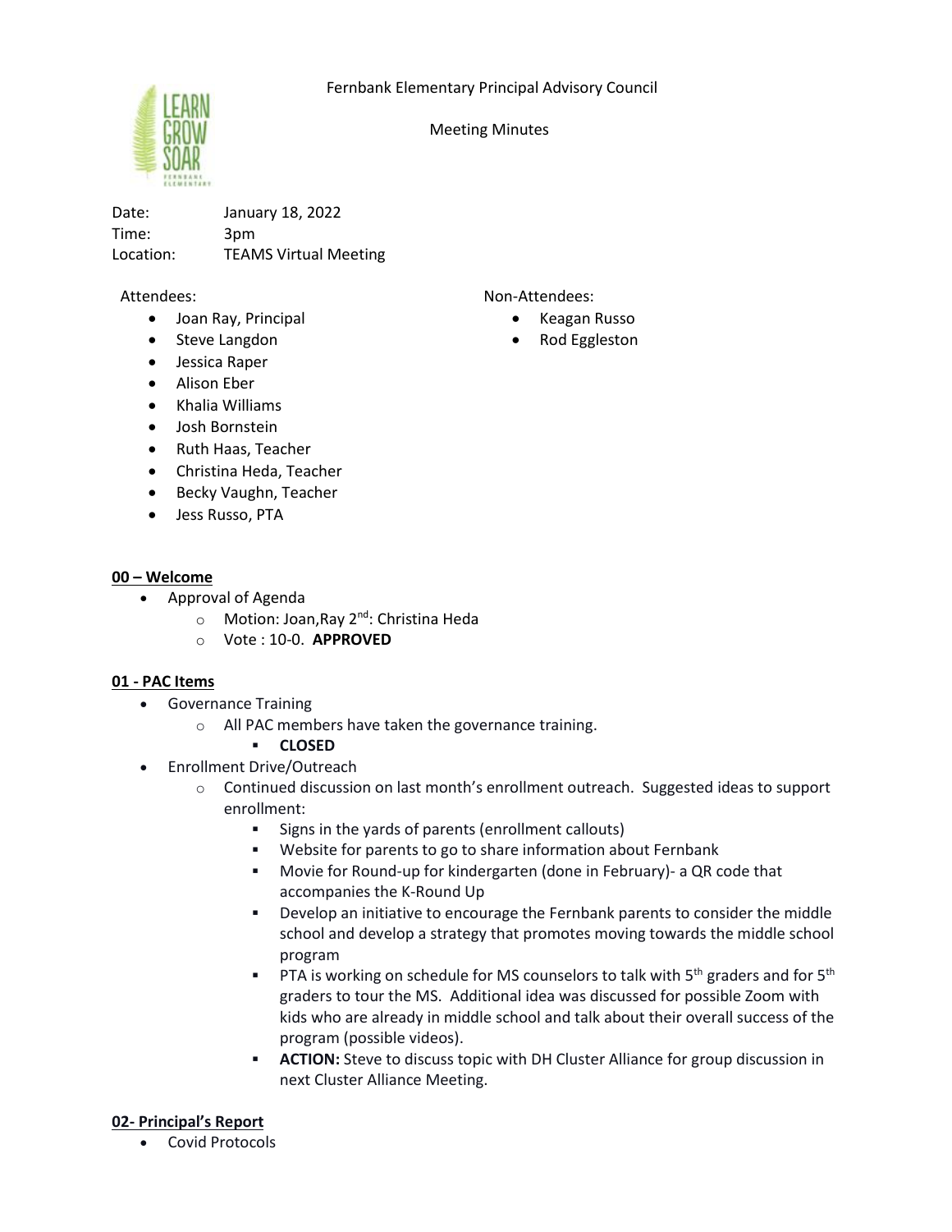Fernbank Elementary Principal Advisory Council

Meeting Minutes

Date: January 18, 2022
Time: 3pm
Location: TEAMS Virtual Meeting

Attendees:

- Joan Ray, Principal
- Steve Langdon
- Jessica Raper
- Alison Eber
- Khalia Williams
- Josh Bornstein
- Ruth Haas, Teacher
- Christina Heda, Teacher
- Becky Vaughn, Teacher
- Jess Russo, PTA

Non-Attendees:

- Keagan Russo
- Rod Eggleston

## 00 – Welcome

- Approval of Agenda
  - Motion: Joan,Ray 2nd: Christina Heda
  - Vote : 10-0. **APPROVED**

## 01 - PAC Items

- Governance Training
  - All PAC members have taken the governance training.
    - **CLOSED**
- Enrollment Drive/Outreach
  - Continued discussion on last month's enrollment outreach. Suggested ideas to support enrollment:
    - Signs in the yards of parents (enrollment callouts)
    - Website for parents to go to share information about Fernbank
    - Movie for Round-up for kindergarten (done in February)- a QR code that accompanies the K-Round Up
    - Develop an initiative to encourage the Fernbank parents to consider the middle school and develop a strategy that promotes moving towards the middle school program
    - PTA is working on schedule for MS counselors to talk with 5th graders and for 5th graders to tour the MS. Additional idea was discussed for possible Zoom with kids who are already in middle school and talk about their overall success of the program (possible videos).
    - **ACTION:** Steve to discuss topic with DH Cluster Alliance for group discussion in next Cluster Alliance Meeting.

## 02- Principal's Report

- Covid Protocols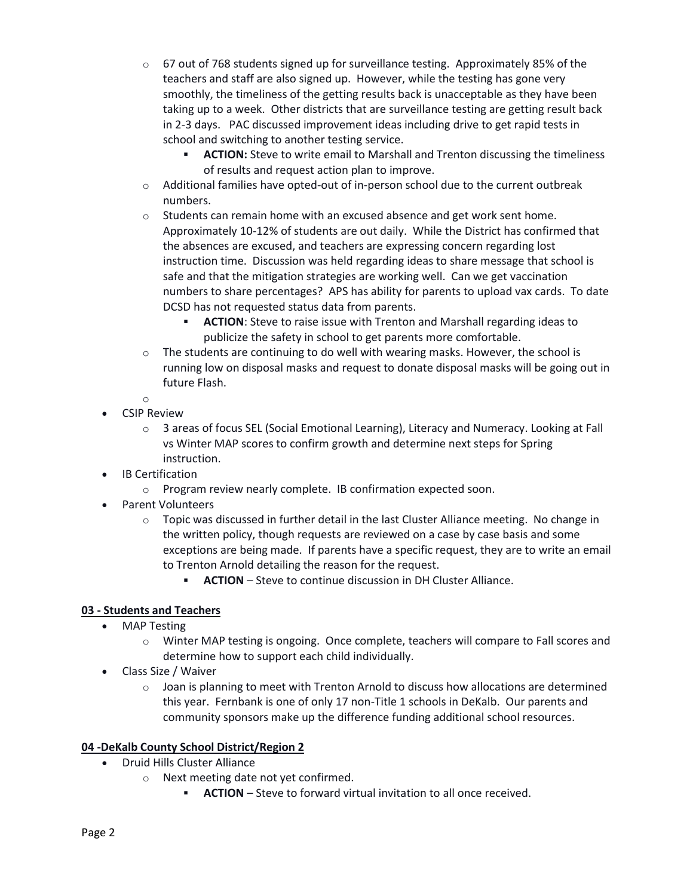- 67 out of 768 students signed up for surveillance testing. Approximately 85% of the teachers and staff are also signed up. However, while the testing has gone very smoothly, the timeliness of the getting results back is unacceptable as they have been taking up to a week. Other districts that are surveillance testing are getting result back in 2-3 days. PAC discussed improvement ideas including drive to get rapid tests in school and switching to another testing service.
  - **ACTION:** Steve to write email to Marshall and Trenton discussing the timeliness of results and request action plan to improve.
- Additional families have opted-out of in-person school due to the current outbreak numbers.
- Students can remain home with an excused absence and get work sent home. Approximately 10-12% of students are out daily. While the District has confirmed that the absences are excused, and teachers are expressing concern regarding lost instruction time. Discussion was held regarding ideas to share message that school is safe and that the mitigation strategies are working well. Can we get vaccination numbers to share percentages? APS has ability for parents to upload vax cards. To date DCSD has not requested status data from parents.
  - **ACTION**: Steve to raise issue with Trenton and Marshall regarding ideas to publicize the safety in school to get parents more comfortable.
- The students are continuing to do well with wearing masks. However, the school is running low on disposal masks and request to donate disposal masks will be going out in future Flash.

- CSIP Review
  - 3 areas of focus SEL (Social Emotional Learning), Literacy and Numeracy. Looking at Fall vs Winter MAP scores to confirm growth and determine next steps for Spring instruction.
- IB Certification
  - Program review nearly complete. IB confirmation expected soon.
- Parent Volunteers
  - Topic was discussed in further detail in the last Cluster Alliance meeting. No change in the written policy, though requests are reviewed on a case by case basis and some exceptions are being made. If parents have a specific request, they are to write an email to Trenton Arnold detailing the reason for the request.
    - **ACTION** – Steve to continue discussion in DH Cluster Alliance.

## 03 - Students and Teachers

- MAP Testing
  - Winter MAP testing is ongoing. Once complete, teachers will compare to Fall scores and determine how to support each child individually.
- Class Size / Waiver
  - Joan is planning to meet with Trenton Arnold to discuss how allocations are determined this year. Fernbank is one of only 17 non-Title 1 schools in DeKalb. Our parents and community sponsors make up the difference funding additional school resources.

## 04 -DeKalb County School District/Region 2

- Druid Hills Cluster Alliance
  - Next meeting date not yet confirmed.
    - **ACTION** – Steve to forward virtual invitation to all once received.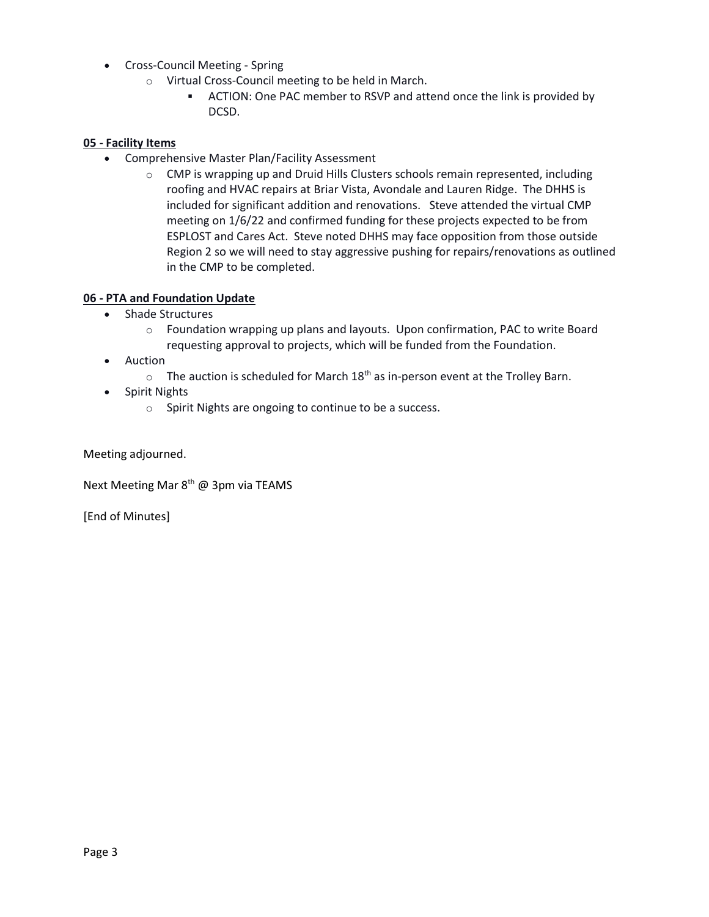- Cross-Council Meeting - Spring
  - Virtual Cross-Council meeting to be held in March.
    - ACTION: One PAC member to RSVP and attend once the link is provided by DCSD.

**05 - Facility Items**

- Comprehensive Master Plan/Facility Assessment
  - CMP is wrapping up and Druid Hills Clusters schools remain represented, including roofing and HVAC repairs at Briar Vista, Avondale and Lauren Ridge. The DHHS is included for significant addition and renovations. Steve attended the virtual CMP meeting on 1/6/22 and confirmed funding for these projects expected to be from ESPLOST and Cares Act. Steve noted DHHS may face opposition from those outside Region 2 so we will need to stay aggressive pushing for repairs/renovations as outlined in the CMP to be completed.

**06 - PTA and Foundation Update**

- Shade Structures
  - Foundation wrapping up plans and layouts. Upon confirmation, PAC to write Board requesting approval to projects, which will be funded from the Foundation.
- Auction
  - The auction is scheduled for March 18th as in-person event at the Trolley Barn.
- Spirit Nights
  - Spirit Nights are ongoing to continue to be a success.

Meeting adjourned.

Next Meeting Mar 8th @ 3pm via TEAMS

[End of Minutes]